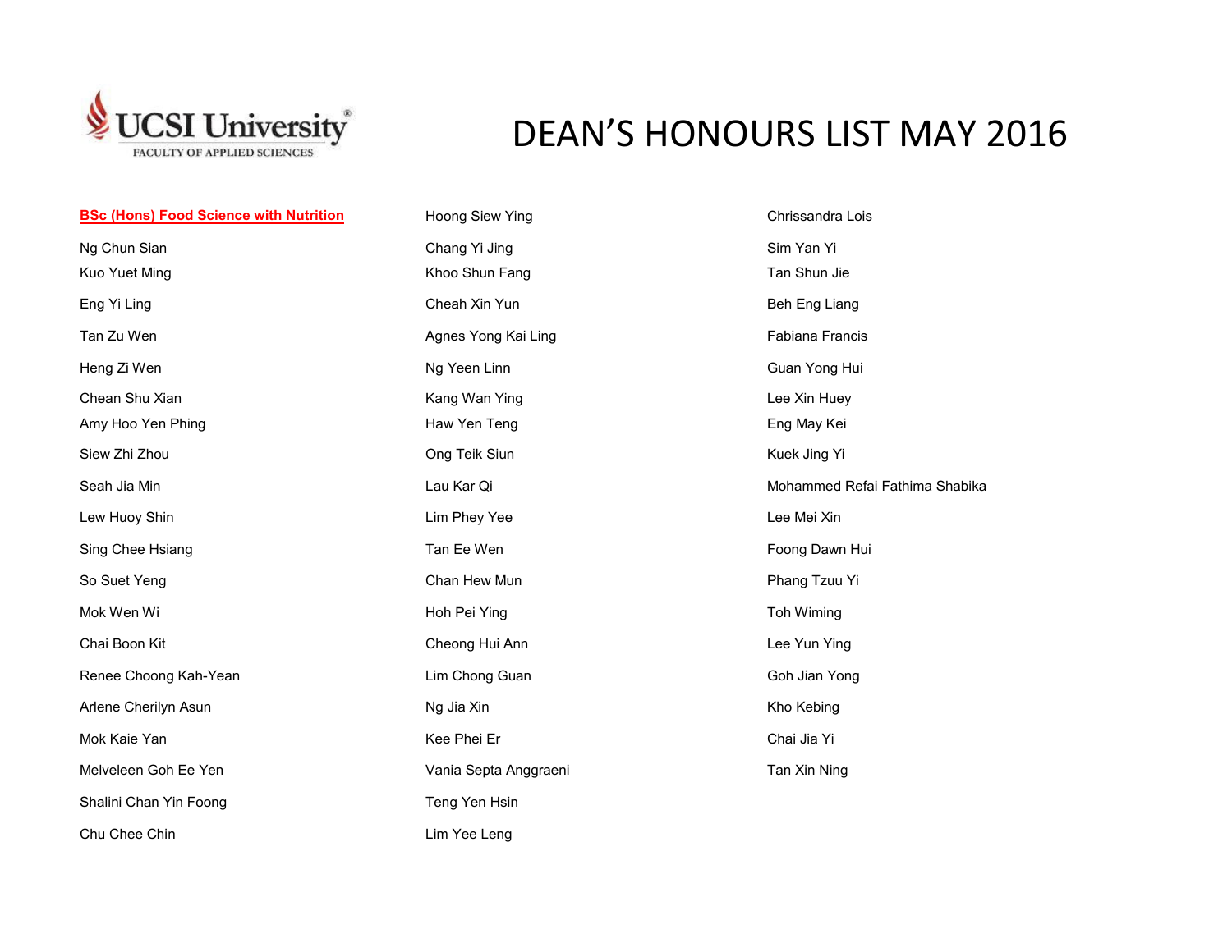UCSI University
FACULTY OF APPLIED SCIENCES

# DEAN'S HONOURS LIST MAY 2016

**BSc (Hons) Food Science with Nutrition**

Ng Chun Sian

Kuo Yuet Ming

Eng Yi Ling

Tan Zu Wen

Heng Zi Wen

Chean Shu Xian

Amy Hoo Yen Phing

Siew Zhi Zhou

Seah Jia Min

Lew Huoy Shin

Sing Chee Hsiang

So Suet Yeng

Mok Wen Wi

Chai Boon Kit

Renee Choong Kah-Yean

Arlene Cherilyn Asun

Mok Kaie Yan

Melveleen Goh Ee Yen

Shalini Chan Yin Foong

Chu Chee Chin

Hoong Siew Ying

Chang Yi Jing

Khoo Shun Fang

Cheah Xin Yun

Agnes Yong Kai Ling

Ng Yeen Linn

Kang Wan Ying

Haw Yen Teng

Ong Teik Siun

Lau Kar Qi

Lim Phey Yee

Tan Ee Wen

Chan Hew Mun

Hoh Pei Ying

Cheong Hui Ann

Lim Chong Guan

Ng Jia Xin

Kee Phei Er

Vania Septa Anggraeni

Teng Yen Hsin

Lim Yee Leng

Chrissandra Lois

Sim Yan Yi

Tan Shun Jie

Beh Eng Liang

Fabiana Francis

Guan Yong Hui

Lee Xin Huey

Eng May Kei

Kuek Jing Yi

Mohammed Refai Fathima Shabika

Lee Mei Xin

Foong Dawn Hui

Phang Tzuu Yi

Toh Wiming

Lee Yun Ying

Goh Jian Yong

Kho Kebing

Chai Jia Yi

Tan Xin Ning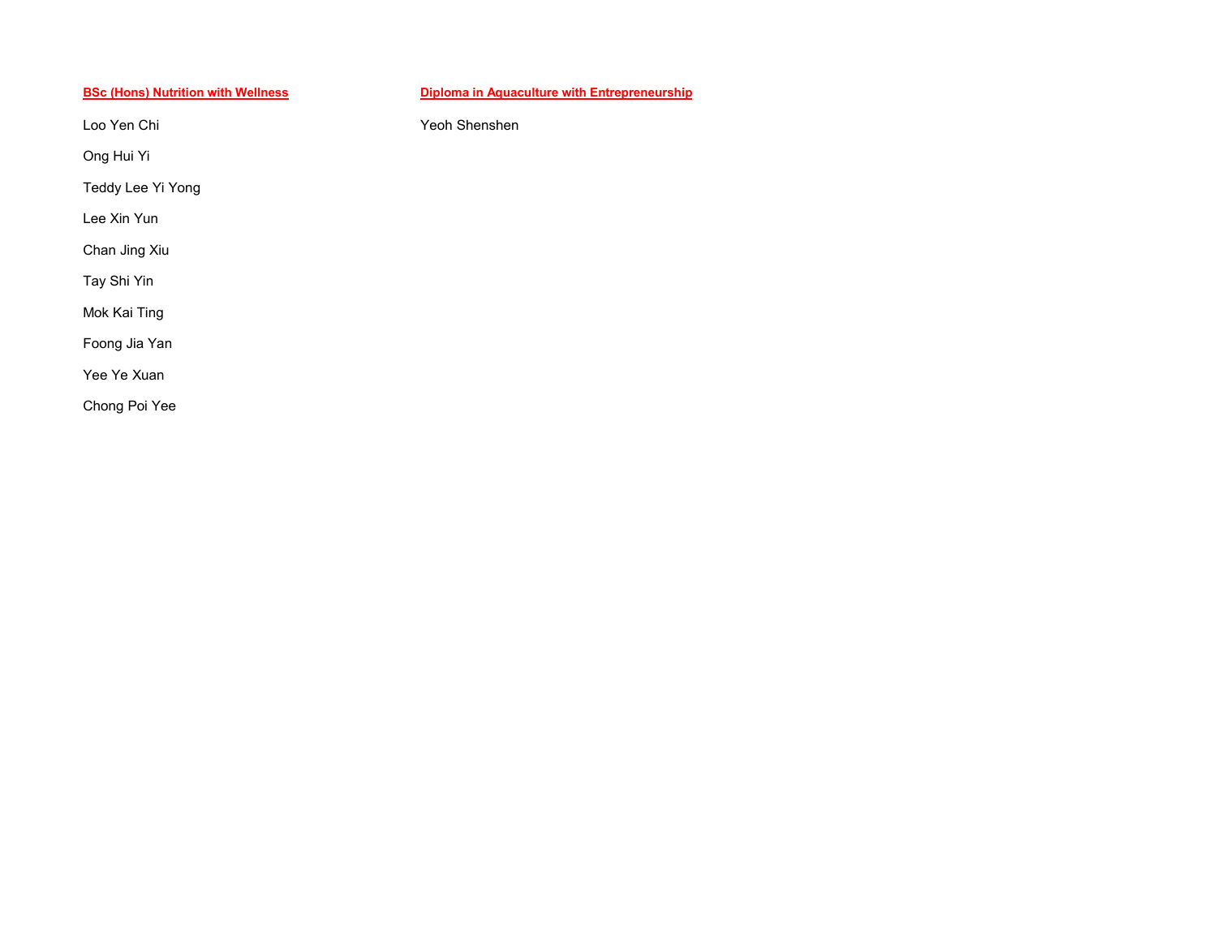**BSc (Hons) Nutrition with Wellness**

Loo Yen Chi

Ong Hui Yi

Teddy Lee Yi Yong

Lee Xin Yun

Chan Jing Xiu

Tay Shi Yin

Mok Kai Ting

Foong Jia Yan

Yee Ye Xuan

Chong Poi Yee

**Diploma in Aquaculture with Entrepreneurship**

Yeoh Shenshen